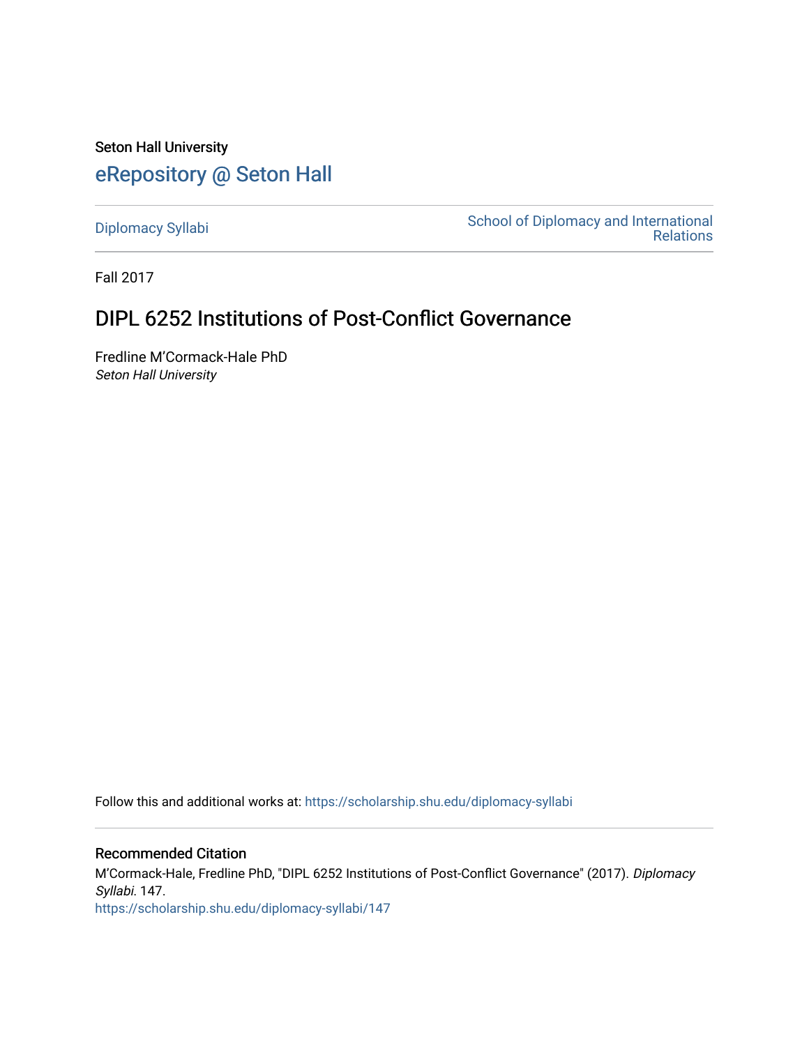Seton Hall University

# eRepository @ Seton Hall

Diplomacy Syllabi | School of Diplomacy and International Relations

Fall 2017

## DIPL 6252 Institutions of Post-Conflict Governance

Fredline M'Cormack-Hale PhD
*Seton Hall University*

Follow this and additional works at: https://scholarship.shu.edu/diplomacy-syllabi

### Recommended Citation

M'Cormack-Hale, Fredline PhD, "DIPL 6252 Institutions of Post-Conflict Governance" (2017). *Diplomacy Syllabi*. 147.
https://scholarship.shu.edu/diplomacy-syllabi/147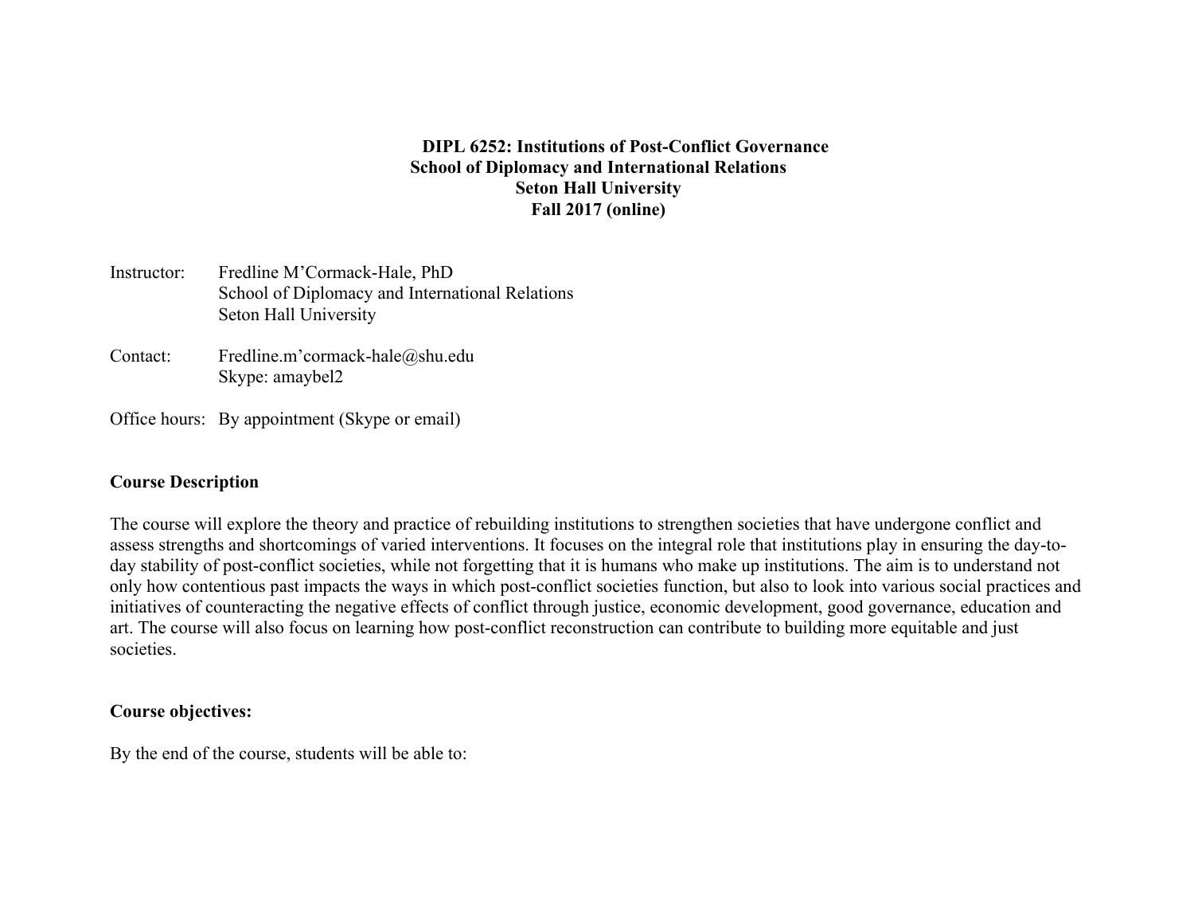**DIPL 6252: Institutions of Post-Conflict Governance**
**School of Diplomacy and International Relations**
**Seton Hall University**
**Fall 2017 (online)**

Instructor: Fredline M'Cormack-Hale, PhD
School of Diplomacy and International Relations
Seton Hall University

Contact: Fredline.m'cormack-hale@shu.edu
Skype: amaybel2

Office hours: By appointment (Skype or email)

**Course Description**

The course will explore the theory and practice of rebuilding institutions to strengthen societies that have undergone conflict and assess strengths and shortcomings of varied interventions. It focuses on the integral role that institutions play in ensuring the day-to-day stability of post-conflict societies, while not forgetting that it is humans who make up institutions. The aim is to understand not only how contentious past impacts the ways in which post-conflict societies function, but also to look into various social practices and initiatives of counteracting the negative effects of conflict through justice, economic development, good governance, education and art. The course will also focus on learning how post-conflict reconstruction can contribute to building more equitable and just societies.

**Course objectives:**

By the end of the course, students will be able to: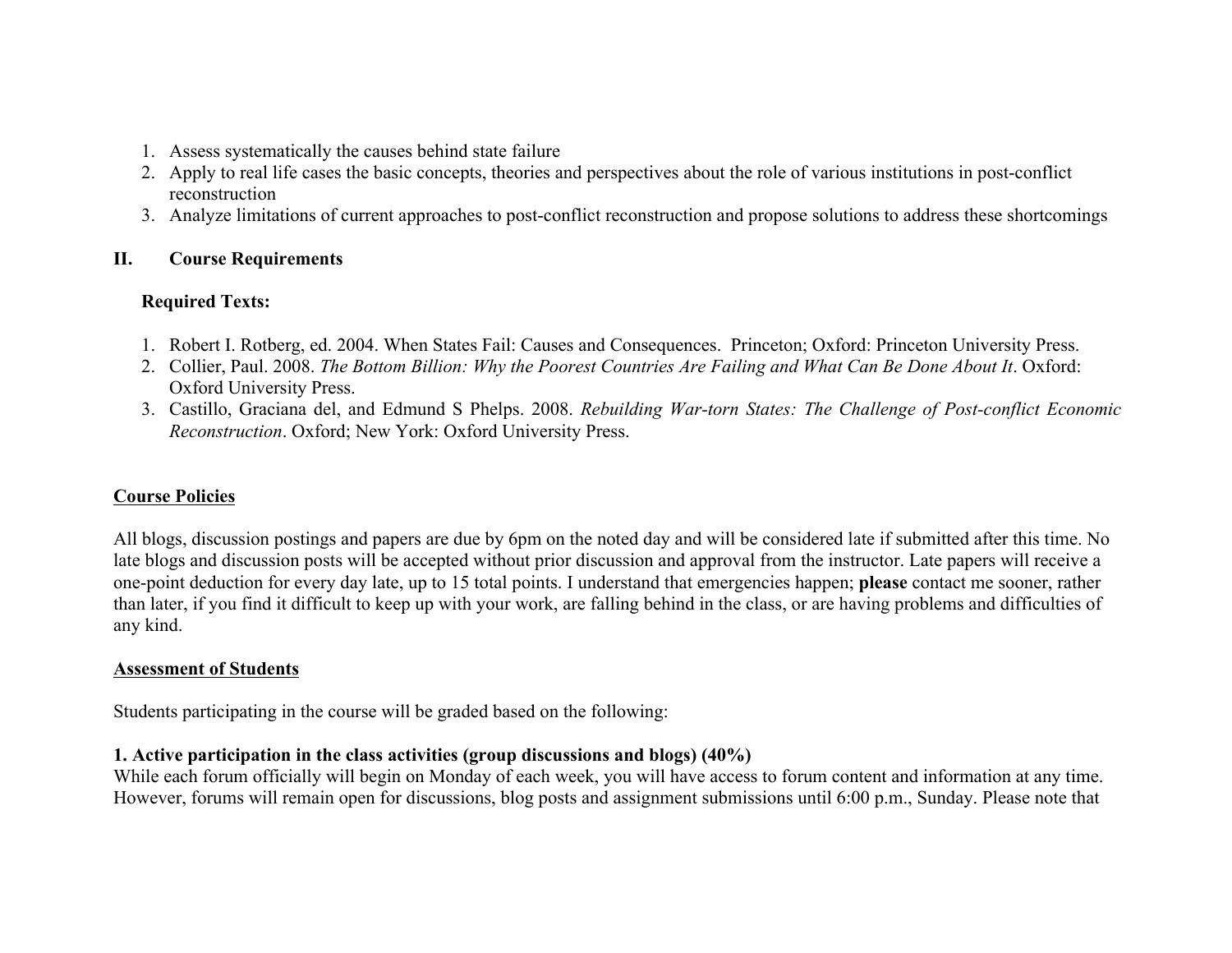1. Assess systematically the causes behind state failure
2. Apply to real life cases the basic concepts, theories and perspectives about the role of various institutions in post-conflict reconstruction
3. Analyze limitations of current approaches to post-conflict reconstruction and propose solutions to address these shortcomings

## II. Course Requirements

### Required Texts:

1. Robert I. Rotberg, ed. 2004. When States Fail: Causes and Consequences. Princeton; Oxford: Princeton University Press.
2. Collier, Paul. 2008. *The Bottom Billion: Why the Poorest Countries Are Failing and What Can Be Done About It*. Oxford: Oxford University Press.
3. Castillo, Graciana del, and Edmund S Phelps. 2008. *Rebuilding War-torn States: The Challenge of Post-conflict Economic Reconstruction*. Oxford; New York: Oxford University Press.

### Course Policies

All blogs, discussion postings and papers are due by 6pm on the noted day and will be considered late if submitted after this time. No late blogs and discussion posts will be accepted without prior discussion and approval from the instructor. Late papers will receive a one-point deduction for every day late, up to 15 total points. I understand that emergencies happen; **please** contact me sooner, rather than later, if you find it difficult to keep up with your work, are falling behind in the class, or are having problems and difficulties of any kind.

### Assessment of Students

Students participating in the course will be graded based on the following:

**1. Active participation in the class activities (group discussions and blogs) (40%)**
While each forum officially will begin on Monday of each week, you will have access to forum content and information at any time. However, forums will remain open for discussions, blog posts and assignment submissions until 6:00 p.m., Sunday. Please note that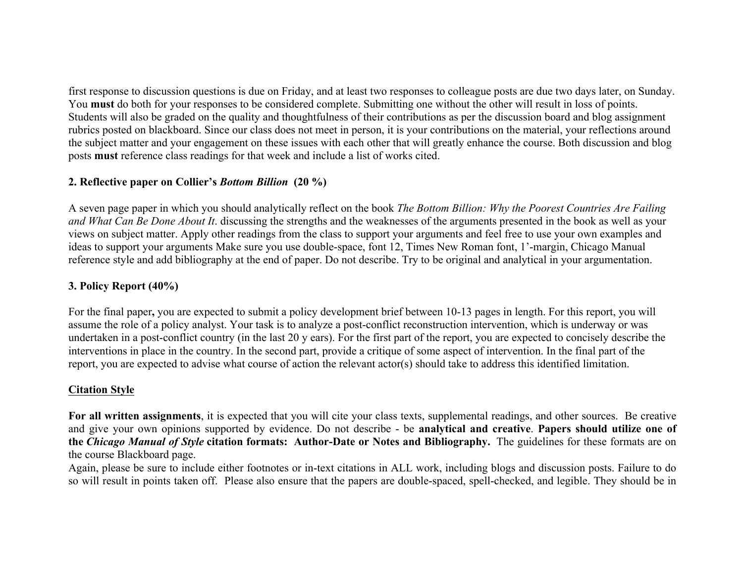first response to discussion questions is due on Friday, and at least two responses to colleague posts are due two days later, on Sunday. You **must** do both for your responses to be considered complete. Submitting one without the other will result in loss of points. Students will also be graded on the quality and thoughtfulness of their contributions as per the discussion board and blog assignment rubrics posted on blackboard. Since our class does not meet in person, it is your contributions on the material, your reflections around the subject matter and your engagement on these issues with each other that will greatly enhance the course. Both discussion and blog posts **must** reference class readings for that week and include a list of works cited.

**2. Reflective paper on Collier's *Bottom Billion* (20 %)**

A seven page paper in which you should analytically reflect on the book *The Bottom Billion: Why the Poorest Countries Are Failing and What Can Be Done About It*. discussing the strengths and the weaknesses of the arguments presented in the book as well as your views on subject matter. Apply other readings from the class to support your arguments and feel free to use your own examples and ideas to support your arguments Make sure you use double-space, font 12, Times New Roman font, 1'-margin, Chicago Manual reference style and add bibliography at the end of paper. Do not describe. Try to be original and analytical in your argumentation.

**3. Policy Report (40%)**

For the final paper**,** you are expected to submit a policy development brief between 10-13 pages in length. For this report, you will assume the role of a policy analyst. Your task is to analyze a post-conflict reconstruction intervention, which is underway or was undertaken in a post-conflict country (in the last 20 y ears). For the first part of the report, you are expected to concisely describe the interventions in place in the country. In the second part, provide a critique of some aspect of intervention. In the final part of the report, you are expected to advise what course of action the relevant actor(s) should take to address this identified limitation.

**<u>Citation Style</u>**

**For all written assignments**, it is expected that you will cite your class texts, supplemental readings, and other sources. Be creative and give your own opinions supported by evidence. Do not describe - be **analytical and creative**. **Papers should utilize one of the *Chicago Manual of Style* citation formats: Author-Date or Notes and Bibliography.** The guidelines for these formats are on the course Blackboard page.

Again, please be sure to include either footnotes or in-text citations in ALL work, including blogs and discussion posts. Failure to do so will result in points taken off. Please also ensure that the papers are double-spaced, spell-checked, and legible. They should be in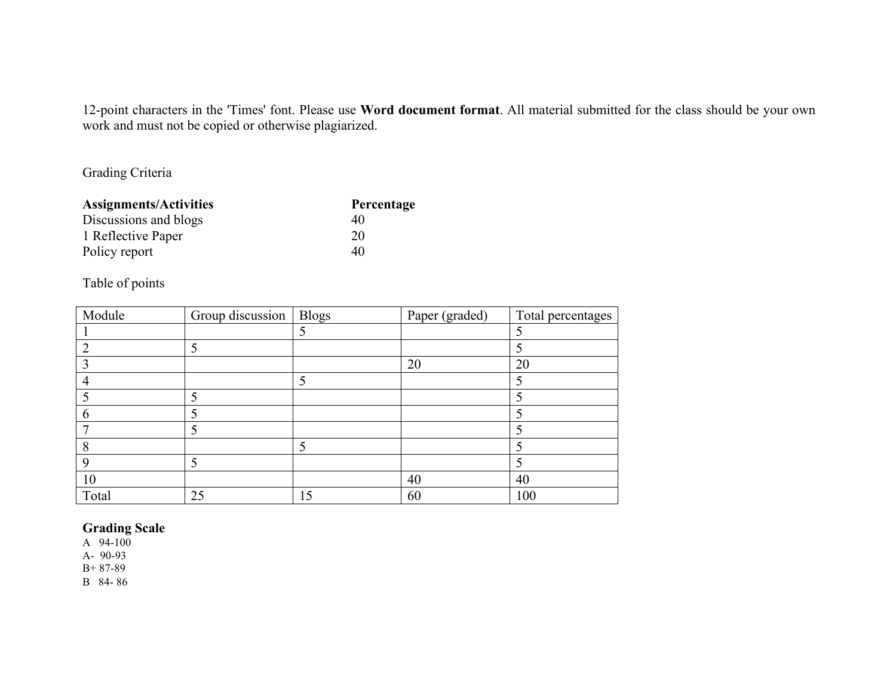12-point characters in the 'Times' font. Please use **Word document format**. All material submitted for the class should be your own work and must not be copied or otherwise plagiarized.

Grading Criteria

| **Assignments/Activities** | **Percentage** |
|---|---|
| Discussions and blogs | 40 |
| 1 Reflective Paper | 20 |
| Policy report | 40 |

Table of points

| Module | Group discussion | Blogs | Paper (graded) | Total percentages |
|---|---|---|---|---|
| 1 | | 5 | | 5 |
| 2 | 5 | | | 5 |
| 3 | | | 20 | 20 |
| 4 | | 5 | | 5 |
| 5 | 5 | | | 5 |
| 6 | 5 | | | 5 |
| 7 | 5 | | | 5 |
| 8 | | 5 | | 5 |
| 9 | 5 | | | 5 |
| 10 | | | 40 | 40 |
| Total | 25 | 15 | 60 | 100 |

**Grading Scale**

A 94-100
A- 90-93
B+ 87-89
B 84- 86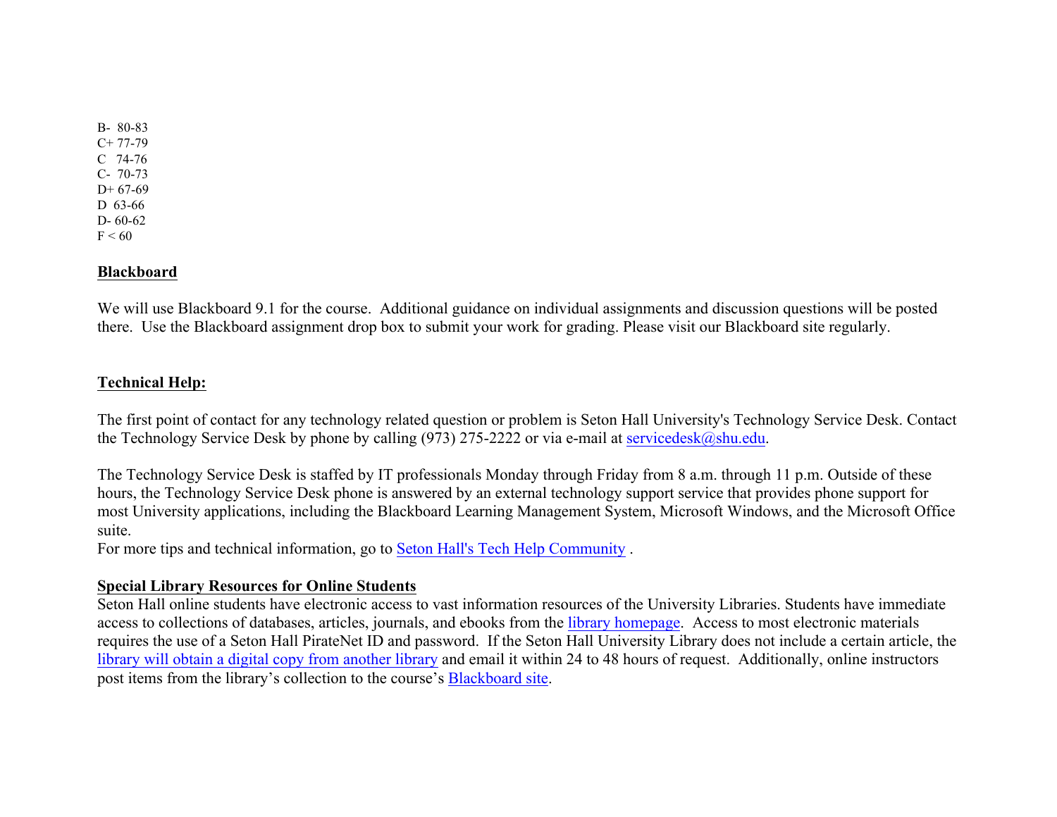B- 80-83
C+ 77-79
C 74-76
C- 70-73
D+ 67-69
D 63-66
D- 60-62
F < 60

**Blackboard**

We will use Blackboard 9.1 for the course. Additional guidance on individual assignments and discussion questions will be posted there. Use the Blackboard assignment drop box to submit your work for grading. Please visit our Blackboard site regularly.

**Technical Help:**

The first point of contact for any technology related question or problem is Seton Hall University's Technology Service Desk. Contact the Technology Service Desk by phone by calling (973) 275-2222 or via e-mail at servicedesk@shu.edu.

The Technology Service Desk is staffed by IT professionals Monday through Friday from 8 a.m. through 11 p.m. Outside of these hours, the Technology Service Desk phone is answered by an external technology support service that provides phone support for most University applications, including the Blackboard Learning Management System, Microsoft Windows, and the Microsoft Office suite.
For more tips and technical information, go to Seton Hall's Tech Help Community .

**Special Library Resources for Online Students**
Seton Hall online students have electronic access to vast information resources of the University Libraries. Students have immediate access to collections of databases, articles, journals, and ebooks from the library homepage. Access to most electronic materials requires the use of a Seton Hall PirateNet ID and password. If the Seton Hall University Library does not include a certain article, the library will obtain a digital copy from another library and email it within 24 to 48 hours of request. Additionally, online instructors post items from the library's collection to the course's Blackboard site.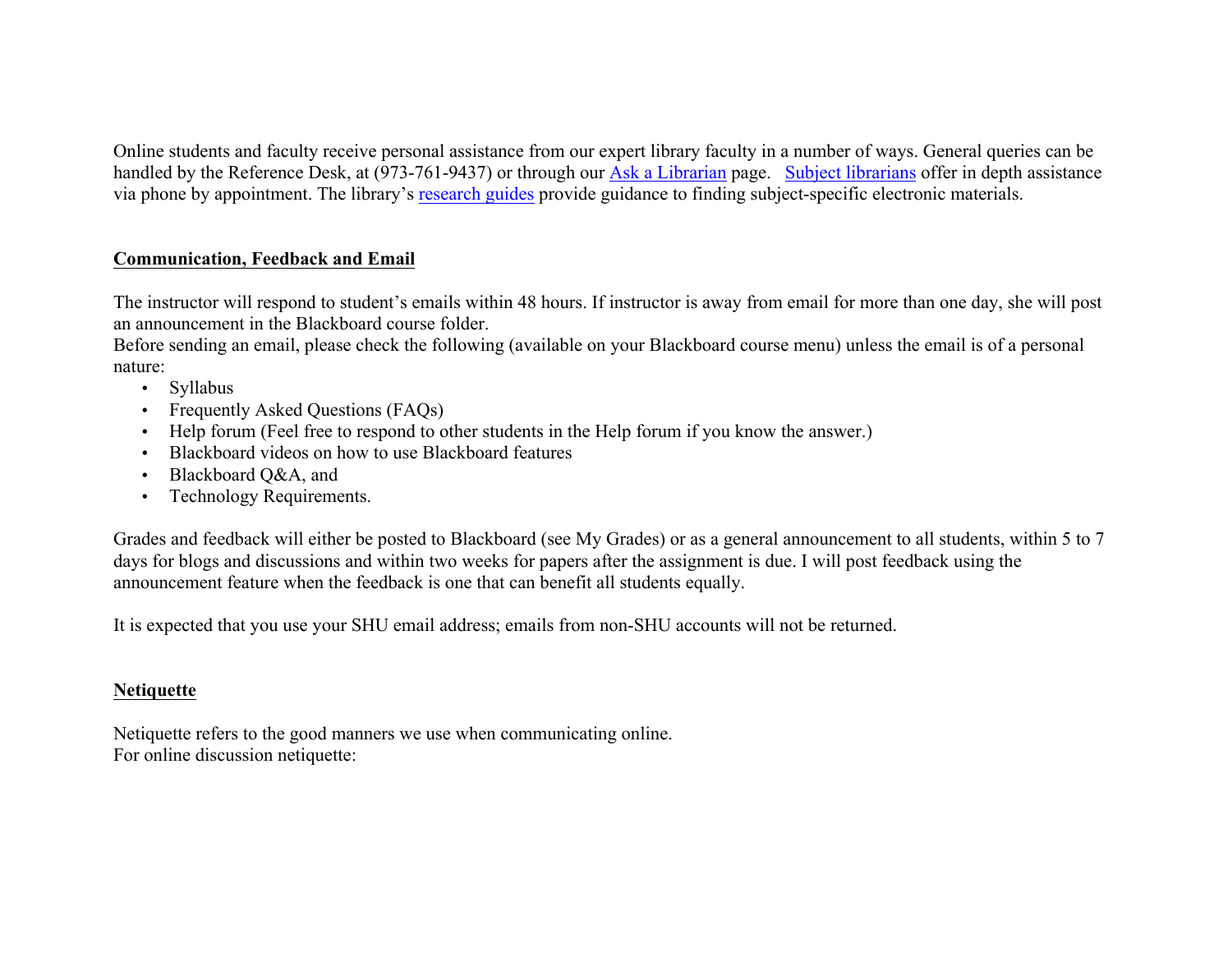Online students and faculty receive personal assistance from our expert library faculty in a number of ways. General queries can be handled by the Reference Desk, at (973-761-9437) or through our Ask a Librarian page. Subject librarians offer in depth assistance via phone by appointment. The library's research guides provide guidance to finding subject-specific electronic materials.

## **Communication, Feedback and Email**

The instructor will respond to student's emails within 48 hours. If instructor is away from email for more than one day, she will post an announcement in the Blackboard course folder.
Before sending an email, please check the following (available on your Blackboard course menu) unless the email is of a personal nature:

- Syllabus
- Frequently Asked Questions (FAQs)
- Help forum (Feel free to respond to other students in the Help forum if you know the answer.)
- Blackboard videos on how to use Blackboard features
- Blackboard Q&A, and
- Technology Requirements.

Grades and feedback will either be posted to Blackboard (see My Grades) or as a general announcement to all students, within 5 to 7 days for blogs and discussions and within two weeks for papers after the assignment is due. I will post feedback using the announcement feature when the feedback is one that can benefit all students equally.

It is expected that you use your SHU email address; emails from non-SHU accounts will not be returned.

## **Netiquette**

Netiquette refers to the good manners we use when communicating online.
For online discussion netiquette: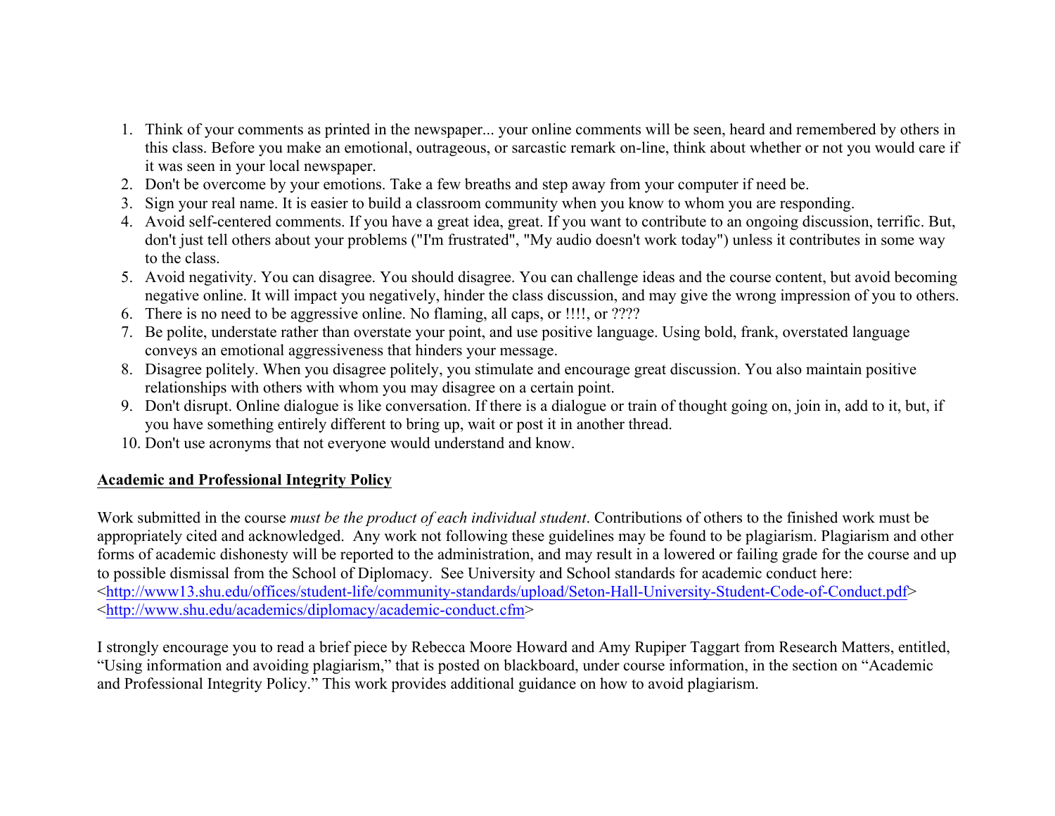1. Think of your comments as printed in the newspaper... your online comments will be seen, heard and remembered by others in this class. Before you make an emotional, outrageous, or sarcastic remark on-line, think about whether or not you would care if it was seen in your local newspaper.
2. Don't be overcome by your emotions. Take a few breaths and step away from your computer if need be.
3. Sign your real name. It is easier to build a classroom community when you know to whom you are responding.
4. Avoid self-centered comments. If you have a great idea, great. If you want to contribute to an ongoing discussion, terrific. But, don't just tell others about your problems ("I'm frustrated", "My audio doesn't work today") unless it contributes in some way to the class.
5. Avoid negativity. You can disagree. You should disagree. You can challenge ideas and the course content, but avoid becoming negative online. It will impact you negatively, hinder the class discussion, and may give the wrong impression of you to others.
6. There is no need to be aggressive online. No flaming, all caps, or !!!!, or ????
7. Be polite, understate rather than overstate your point, and use positive language. Using bold, frank, overstated language conveys an emotional aggressiveness that hinders your message.
8. Disagree politely. When you disagree politely, you stimulate and encourage great discussion. You also maintain positive relationships with others with whom you may disagree on a certain point.
9. Don't disrupt. Online dialogue is like conversation. If there is a dialogue or train of thought going on, join in, add to it, but, if you have something entirely different to bring up, wait or post it in another thread.
10. Don't use acronyms that not everyone would understand and know.

**Academic and Professional Integrity Policy**

Work submitted in the course *must be the product of each individual student*. Contributions of others to the finished work must be appropriately cited and acknowledged. Any work not following these guidelines may be found to be plagiarism. Plagiarism and other forms of academic dishonesty will be reported to the administration, and may result in a lowered or failing grade for the course and up to possible dismissal from the School of Diplomacy. See University and School standards for academic conduct here:
<http://www13.shu.edu/offices/student-life/community-standards/upload/Seton-Hall-University-Student-Code-of-Conduct.pdf>
<http://www.shu.edu/academics/diplomacy/academic-conduct.cfm>

I strongly encourage you to read a brief piece by Rebecca Moore Howard and Amy Rupiper Taggart from Research Matters, entitled, "Using information and avoiding plagiarism," that is posted on blackboard, under course information, in the section on "Academic and Professional Integrity Policy." This work provides additional guidance on how to avoid plagiarism.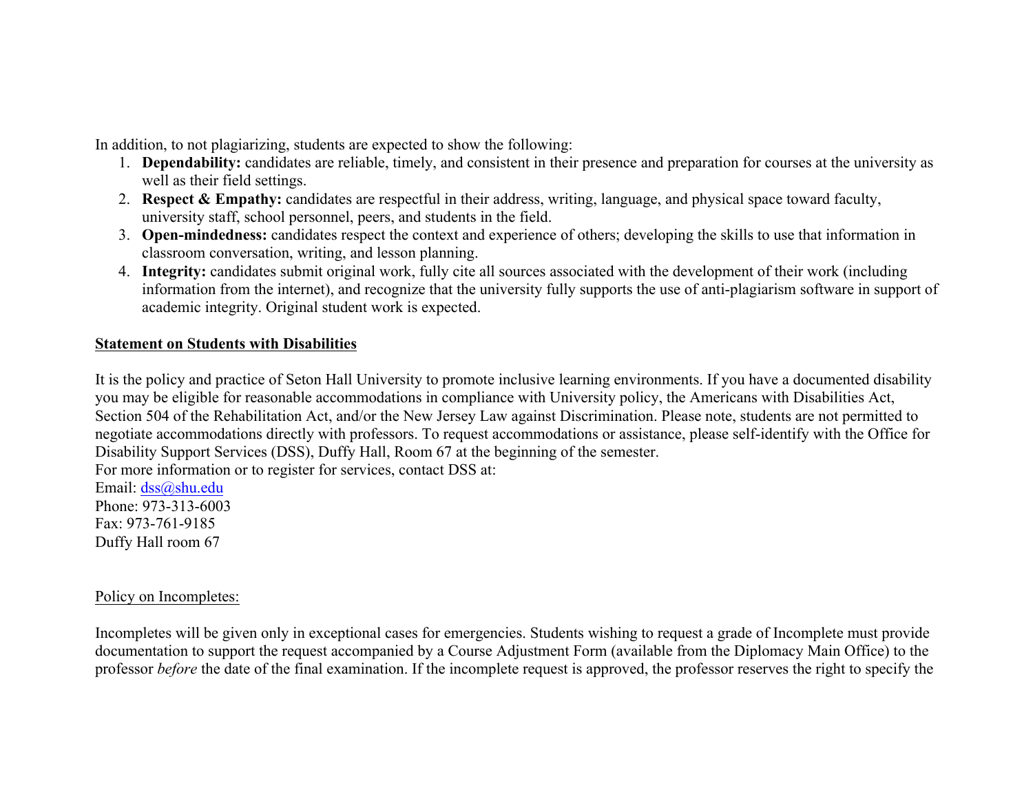In addition, to not plagiarizing, students are expected to show the following:

1. **Dependability:** candidates are reliable, timely, and consistent in their presence and preparation for courses at the university as well as their field settings.
2. **Respect & Empathy:** candidates are respectful in their address, writing, language, and physical space toward faculty, university staff, school personnel, peers, and students in the field.
3. **Open-mindedness:** candidates respect the context and experience of others; developing the skills to use that information in classroom conversation, writing, and lesson planning.
4. **Integrity:** candidates submit original work, fully cite all sources associated with the development of their work (including information from the internet), and recognize that the university fully supports the use of anti-plagiarism software in support of academic integrity. Original student work is expected.

**Statement on Students with Disabilities**

It is the policy and practice of Seton Hall University to promote inclusive learning environments. If you have a documented disability you may be eligible for reasonable accommodations in compliance with University policy, the Americans with Disabilities Act, Section 504 of the Rehabilitation Act, and/or the New Jersey Law against Discrimination. Please note, students are not permitted to negotiate accommodations directly with professors. To request accommodations or assistance, please self-identify with the Office for Disability Support Services (DSS), Duffy Hall, Room 67 at the beginning of the semester.
For more information or to register for services, contact DSS at:
Email: dss@shu.edu
Phone: 973-313-6003
Fax: 973-761-9185
Duffy Hall room 67

Policy on Incompletes:

Incompletes will be given only in exceptional cases for emergencies. Students wishing to request a grade of Incomplete must provide documentation to support the request accompanied by a Course Adjustment Form (available from the Diplomacy Main Office) to the professor *before* the date of the final examination. If the incomplete request is approved, the professor reserves the right to specify the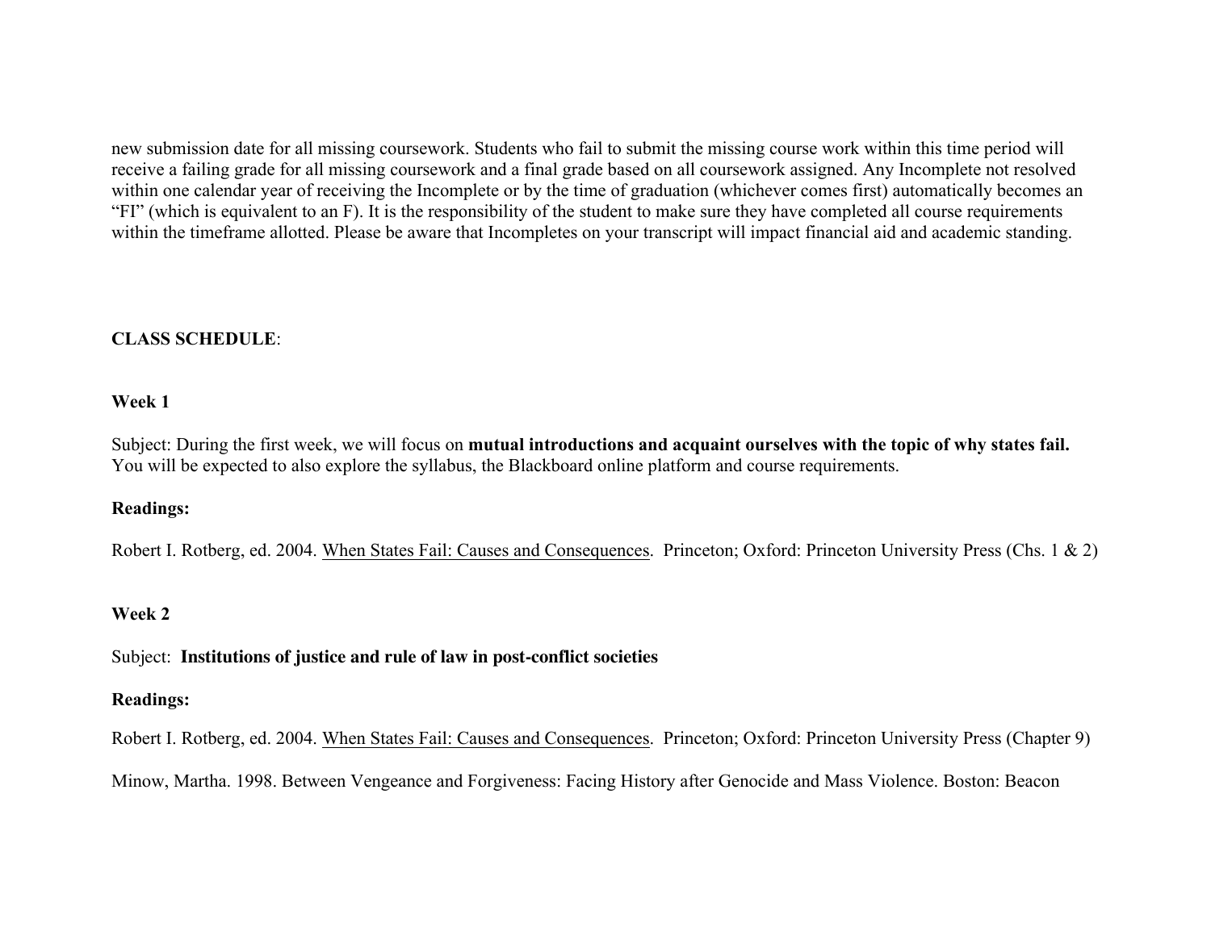new submission date for all missing coursework. Students who fail to submit the missing course work within this time period will receive a failing grade for all missing coursework and a final grade based on all coursework assigned. Any Incomplete not resolved within one calendar year of receiving the Incomplete or by the time of graduation (whichever comes first) automatically becomes an "FI" (which is equivalent to an F). It is the responsibility of the student to make sure they have completed all course requirements within the timeframe allotted. Please be aware that Incompletes on your transcript will impact financial aid and academic standing.

**CLASS SCHEDULE**:

**Week 1**

Subject: During the first week, we will focus on **mutual introductions and acquaint ourselves with the topic of why states fail.** You will be expected to also explore the syllabus, the Blackboard online platform and course requirements.

**Readings:**

Robert I. Rotberg, ed. 2004. When States Fail: Causes and Consequences. Princeton; Oxford: Princeton University Press (Chs. 1 & 2)

**Week 2**

Subject: **Institutions of justice and rule of law in post-conflict societies**

**Readings:**

Robert I. Rotberg, ed. 2004. When States Fail: Causes and Consequences. Princeton; Oxford: Princeton University Press (Chapter 9)

Minow, Martha. 1998. Between Vengeance and Forgiveness: Facing History after Genocide and Mass Violence. Boston: Beacon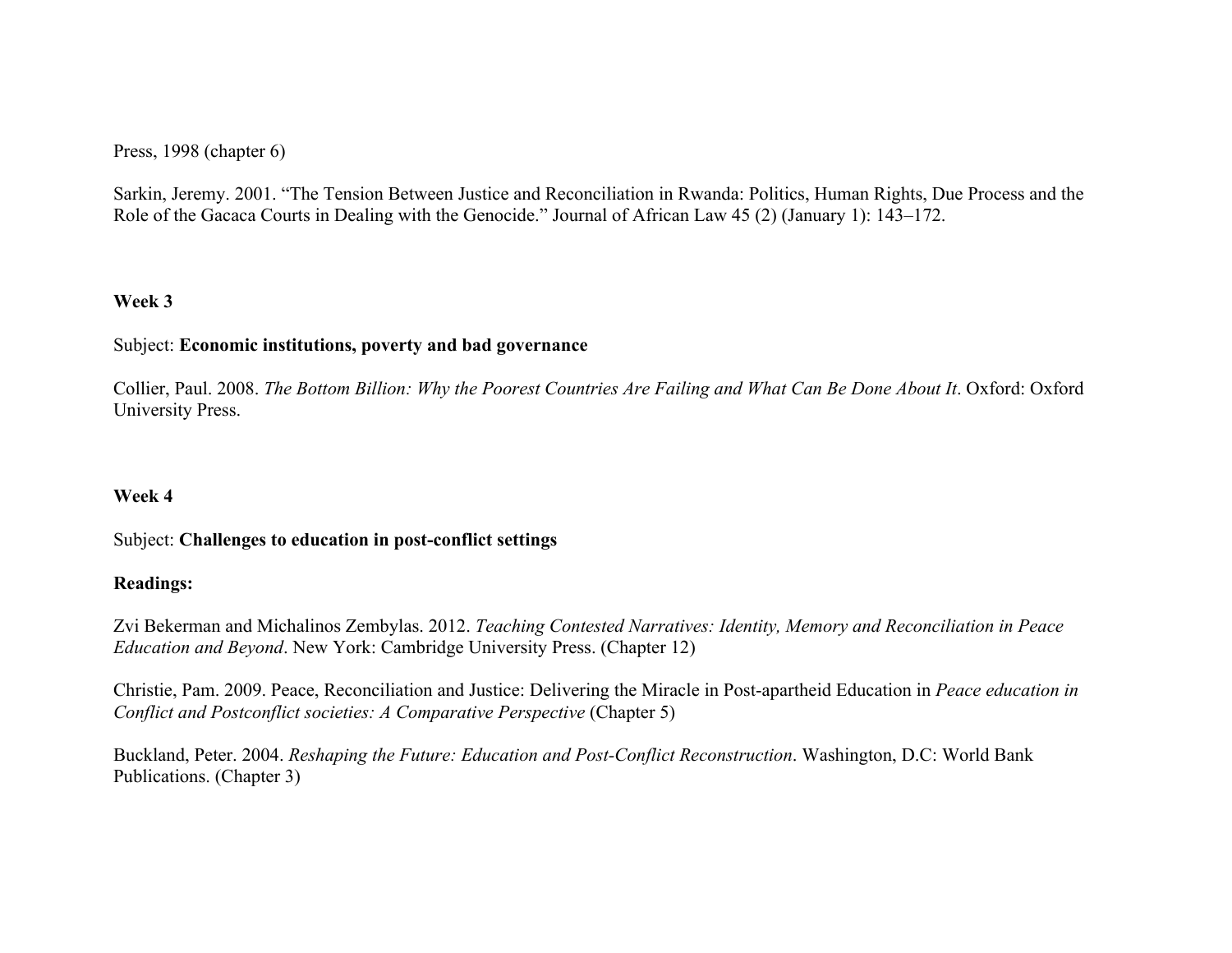Press, 1998 (chapter 6)

Sarkin, Jeremy. 2001. "The Tension Between Justice and Reconciliation in Rwanda: Politics, Human Rights, Due Process and the Role of the Gacaca Courts in Dealing with the Genocide." Journal of African Law 45 (2) (January 1): 143–172.

**Week 3**

Subject: **Economic institutions, poverty and bad governance**

Collier, Paul. 2008. *The Bottom Billion: Why the Poorest Countries Are Failing and What Can Be Done About It*. Oxford: Oxford University Press.

**Week 4**

Subject: **Challenges to education in post-conflict settings**

**Readings:**

Zvi Bekerman and Michalinos Zembylas. 2012. *Teaching Contested Narratives: Identity, Memory and Reconciliation in Peace Education and Beyond*. New York: Cambridge University Press. (Chapter 12)

Christie, Pam. 2009. Peace, Reconciliation and Justice: Delivering the Miracle in Post-apartheid Education in *Peace education in Conflict and Postconflict societies: A Comparative Perspective* (Chapter 5)

Buckland, Peter. 2004. *Reshaping the Future: Education and Post-Conflict Reconstruction*. Washington, D.C: World Bank Publications. (Chapter 3)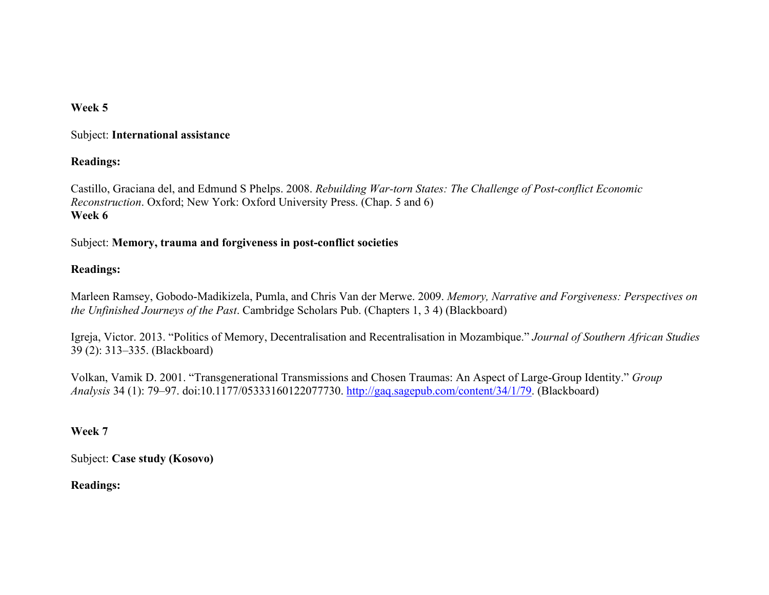**Week 5**

Subject: **International assistance**

**Readings:**

Castillo, Graciana del, and Edmund S Phelps. 2008. *Rebuilding War-torn States: The Challenge of Post-conflict Economic Reconstruction*. Oxford; New York: Oxford University Press. (Chap. 5 and 6)

**Week 6**

Subject: **Memory, trauma and forgiveness in post-conflict societies**

**Readings:**

Marleen Ramsey, Gobodo-Madikizela, Pumla, and Chris Van der Merwe. 2009. *Memory, Narrative and Forgiveness: Perspectives on the Unfinished Journeys of the Past*. Cambridge Scholars Pub. (Chapters 1, 3 4) (Blackboard)

Igreja, Victor. 2013. "Politics of Memory, Decentralisation and Recentralisation in Mozambique." *Journal of Southern African Studies* 39 (2): 313–335. (Blackboard)

Volkan, Vamik D. 2001. "Transgenerational Transmissions and Chosen Traumas: An Aspect of Large-Group Identity." *Group Analysis* 34 (1): 79–97. doi:10.1177/05333160122077730. http://gaq.sagepub.com/content/34/1/79. (Blackboard)

**Week 7**

Subject: **Case study (Kosovo)**

**Readings:**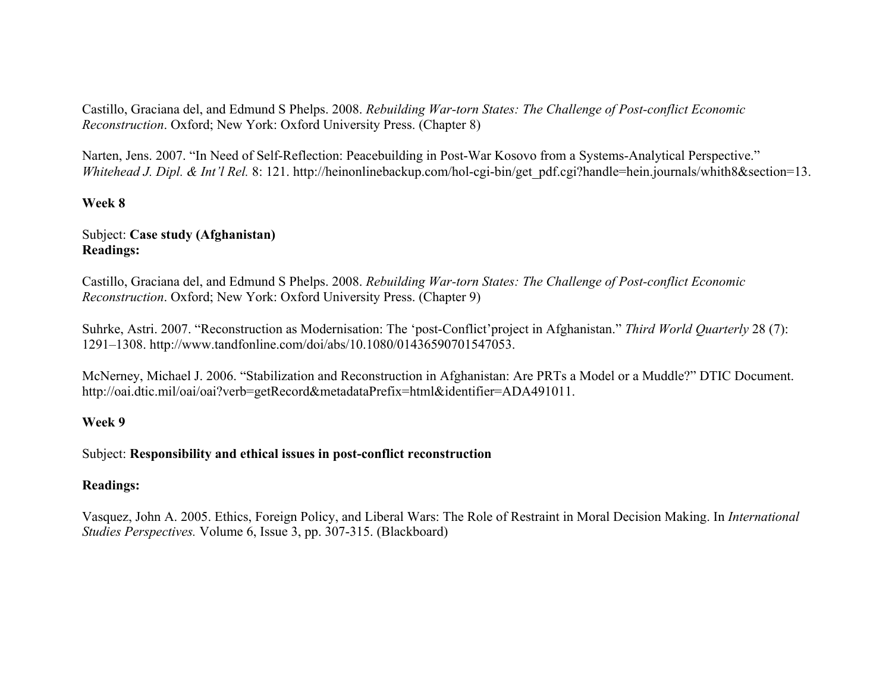Castillo, Graciana del, and Edmund S Phelps. 2008. *Rebuilding War-torn States: The Challenge of Post-conflict Economic Reconstruction*. Oxford; New York: Oxford University Press. (Chapter 8)

Narten, Jens. 2007. "In Need of Self-Reflection: Peacebuilding in Post-War Kosovo from a Systems-Analytical Perspective." *Whitehead J. Dipl. & Int'l Rel.* 8: 121. http://heinonlinebackup.com/hol-cgi-bin/get_pdf.cgi?handle=hein.journals/whith8&section=13.

**Week 8**

Subject: **Case study (Afghanistan)**
**Readings:**

Castillo, Graciana del, and Edmund S Phelps. 2008. *Rebuilding War-torn States: The Challenge of Post-conflict Economic Reconstruction*. Oxford; New York: Oxford University Press. (Chapter 9)

Suhrke, Astri. 2007. "Reconstruction as Modernisation: The 'post-Conflict'project in Afghanistan." *Third World Quarterly* 28 (7): 1291–1308. http://www.tandfonline.com/doi/abs/10.1080/01436590701547053.

McNerney, Michael J. 2006. "Stabilization and Reconstruction in Afghanistan: Are PRTs a Model or a Muddle?" DTIC Document. http://oai.dtic.mil/oai/oai?verb=getRecord&metadataPrefix=html&identifier=ADA491011.

**Week 9**

Subject: **Responsibility and ethical issues in post-conflict reconstruction**

**Readings:**

Vasquez, John A. 2005. Ethics, Foreign Policy, and Liberal Wars: The Role of Restraint in Moral Decision Making. In *International Studies Perspectives.* Volume 6, Issue 3, pp. 307-315. (Blackboard)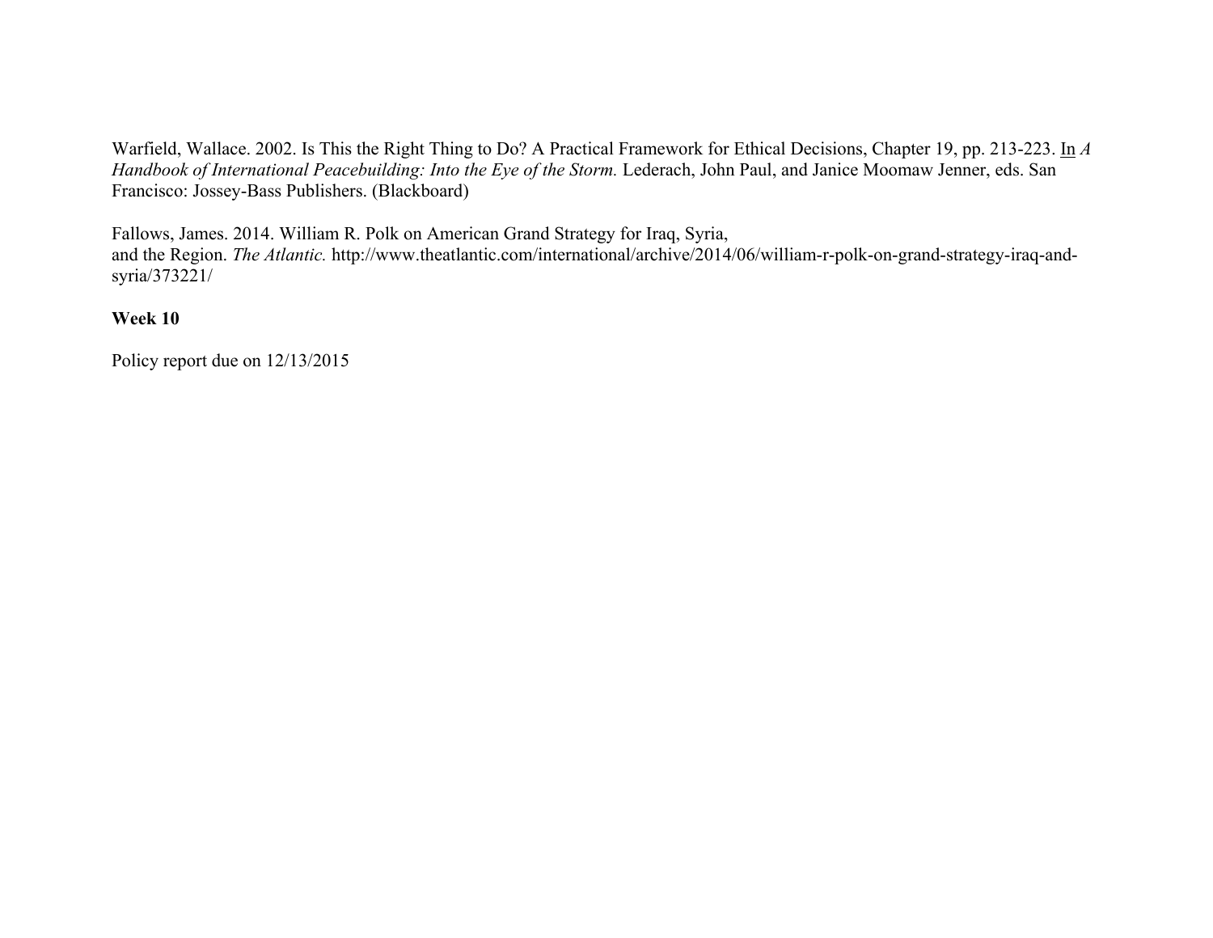Warfield, Wallace. 2002. Is This the Right Thing to Do? A Practical Framework for Ethical Decisions, Chapter 19, pp. 213-223. In *A Handbook of International Peacebuilding: Into the Eye of the Storm.* Lederach, John Paul, and Janice Moomaw Jenner, eds. San Francisco: Jossey-Bass Publishers. (Blackboard)

Fallows, James. 2014. William R. Polk on American Grand Strategy for Iraq, Syria, and the Region. *The Atlantic.* http://www.theatlantic.com/international/archive/2014/06/william-r-polk-on-grand-strategy-iraq-and-syria/373221/

**Week 10**

Policy report due on 12/13/2015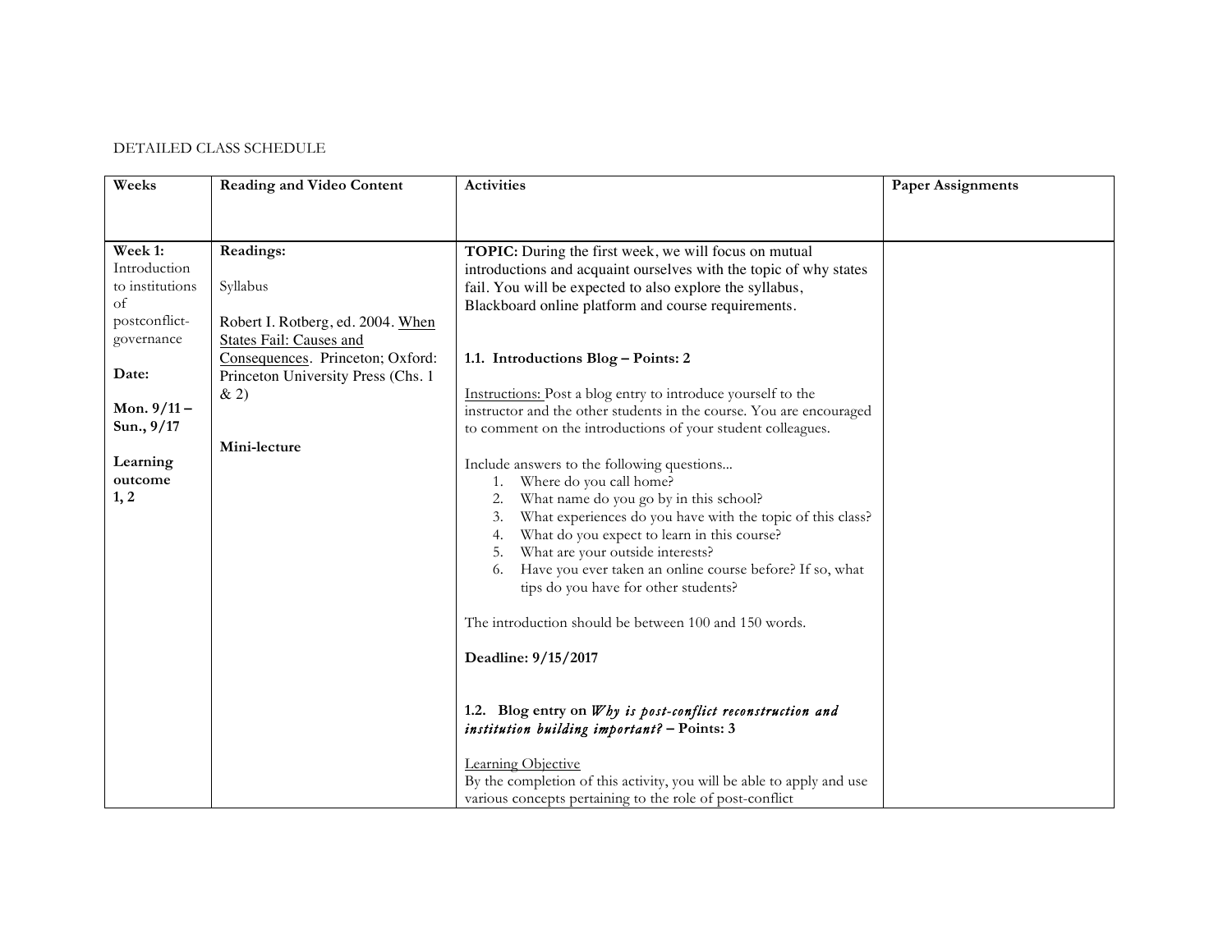DETAILED CLASS SCHEDULE

| Weeks | Reading and Video Content | Activities | Paper Assignments |
|---|---|---|---|
| **Week 1:** Introduction to institutions of postconflict-governance<br><br>**Date:**<br><br>**Mon. 9/11 – Sun., 9/17**<br><br>**Learning outcome 1, 2** | **Readings:**<br><br>Syllabus<br><br>Robert I. Rotberg, ed. 2004. When States Fail: Causes and Consequences. Princeton; Oxford: Princeton University Press (Chs. 1 & 2)<br><br>**Mini-lecture** | **TOPIC:** During the first week, we will focus on mutual introductions and acquaint ourselves with the topic of why states fail. You will be expected to also explore the syllabus, Blackboard online platform and course requirements.<br><br>**1.1. Introductions Blog – Points: 2**<br><br>Instructions: Post a blog entry to introduce yourself to the instructor and the other students in the course. You are encouraged to comment on the introductions of your student colleagues.<br><br>Include answers to the following questions...<br>1. Where do you call home?<br>2. What name do you go by in this school?<br>3. What experiences do you have with the topic of this class?<br>4. What do you expect to learn in this course?<br>5. What are your outside interests?<br>6. Have you ever taken an online course before? If so, what tips do you have for other students?<br><br>The introduction should be between 100 and 150 words.<br><br>**Deadline: 9/15/2017**<br><br>**1.2. Blog entry on *Why is post-conflict reconstruction and institution building important?* – Points: 3**<br><br>Learning Objective<br>By the completion of this activity, you will be able to apply and use various concepts pertaining to the role of post-conflict | |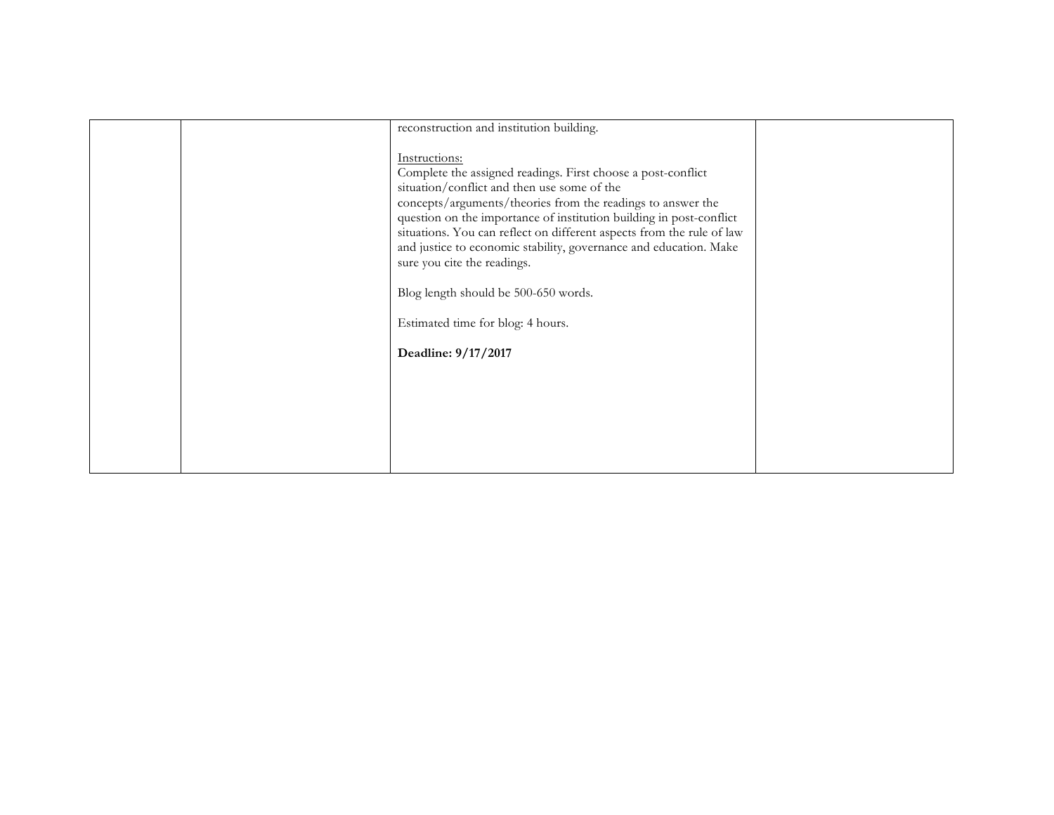| | | | |
|---|---|---|---|
| | | reconstruction and institution building.<br><br><u>Instructions:</u><br>Complete the assigned readings. First choose a post-conflict situation/conflict and then use some of the concepts/arguments/theories from the readings to answer the question on the importance of institution building in post-conflict situations. You can reflect on different aspects from the rule of law and justice to economic stability, governance and education. Make sure you cite the readings.<br><br>Blog length should be 500-650 words.<br><br>Estimated time for blog: 4 hours.<br><br>**Deadline: 9/17/2017** | |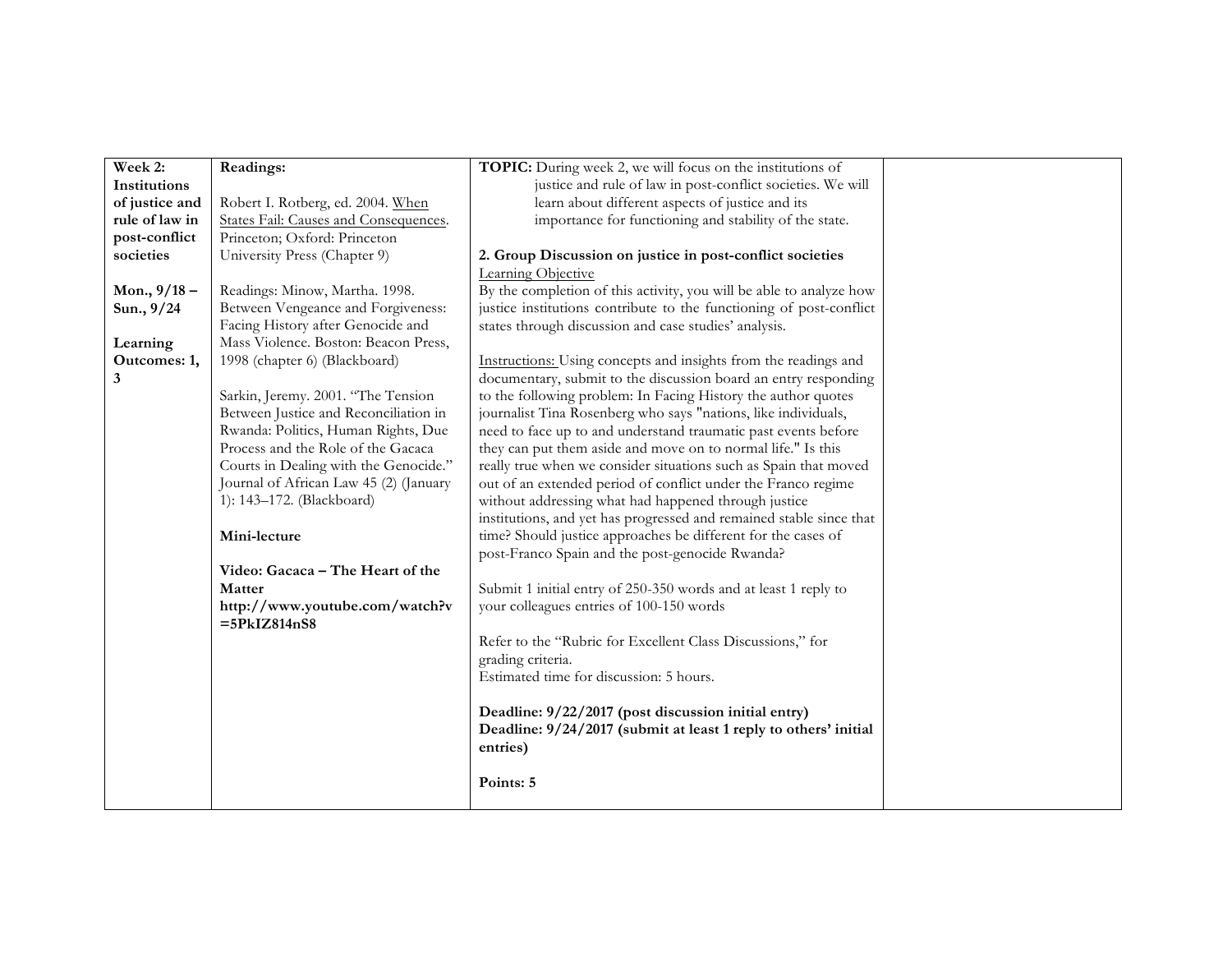| Week 2: Institutions of justice and rule of law in post-conflict societies<br><br>Mon., 9/18 – Sun., 9/24<br><br>Learning Outcomes: 1, 3 | **Readings:**<br><br>Robert I. Rotberg, ed. 2004. When States Fail: Causes and Consequences. Princeton; Oxford: Princeton University Press (Chapter 9)<br><br>Readings: Minow, Martha. 1998. Between Vengeance and Forgiveness: Facing History after Genocide and Mass Violence. Boston: Beacon Press, 1998 (chapter 6) (Blackboard)<br><br>Sarkin, Jeremy. 2001. "The Tension Between Justice and Reconciliation in Rwanda: Politics, Human Rights, Due Process and the Role of the Gacaca Courts in Dealing with the Genocide." Journal of African Law 45 (2) (January 1): 143–172. (Blackboard)<br><br>**Mini-lecture**<br><br>**Video: Gacaca – The Heart of the Matter**<br>**http://www.youtube.com/watch?v=5PkIZ814nS8** | **TOPIC:** During week 2, we will focus on the institutions of justice and rule of law in post-conflict societies. We will learn about different aspects of justice and its importance for functioning and stability of the state.<br><br>**2. Group Discussion on justice in post-conflict societies**<br>Learning Objective<br>By the completion of this activity, you will be able to analyze how justice institutions contribute to the functioning of post-conflict states through discussion and case studies' analysis.<br><br>Instructions: Using concepts and insights from the readings and documentary, submit to the discussion board an entry responding to the following problem: In Facing History the author quotes journalist Tina Rosenberg who says "nations, like individuals, need to face up to and understand traumatic past events before they can put them aside and move on to normal life." Is this really true when we consider situations such as Spain that moved out of an extended period of conflict under the Franco regime without addressing what had happened through justice institutions, and yet has progressed and remained stable since that time? Should justice approaches be different for the cases of post-Franco Spain and the post-genocide Rwanda?<br><br>Submit 1 initial entry of 250-350 words and at least 1 reply to your colleagues entries of 100-150 words<br><br>Refer to the "Rubric for Excellent Class Discussions," for grading criteria.<br>Estimated time for discussion: 5 hours.<br><br>**Deadline: 9/22/2017 (post discussion initial entry)**<br>**Deadline: 9/24/2017 (submit at least 1 reply to others' initial entries)**<br><br>**Points: 5** | |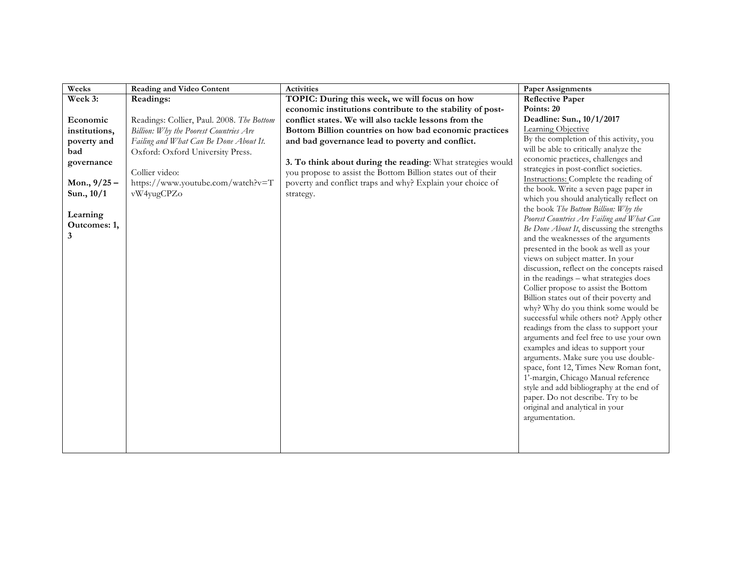| Weeks | Reading and Video Content | Activities | Paper Assignments |
|---|---|---|---|
| **Week 3:**<br><br>**Economic institutions, poverty and bad governance**<br><br>**Mon., 9/25 – Sun., 10/1**<br><br>**Learning Outcomes: 1, 3** | **Readings:**<br><br>Readings: Collier, Paul. 2008. *The Bottom Billion: Why the Poorest Countries Are Failing and What Can Be Done About It.* Oxford: Oxford University Press.<br><br>Collier video:<br>https://www.youtube.com/watch?v=TvW4yugCPZo | **TOPIC: During this week, we will focus on how economic institutions contribute to the stability of post-conflict states. We will also tackle lessons from the Bottom Billion countries on how bad economic practices and bad governance lead to poverty and conflict.**<br><br>**3. To think about during the reading**: What strategies would you propose to assist the Bottom Billion states out of their poverty and conflict traps and why? Explain your choice of strategy. | **Reflective Paper**<br>**Points: 20**<br>**Deadline: Sun., 10/1/2017**<br>Learning Objective<br>By the completion of this activity, you will be able to critically analyze the economic practices, challenges and strategies in post-conflict societies.<br>Instructions: Complete the reading of the book. Write a seven page paper in which you should analytically reflect on the book *The Bottom Billion: Why the Poorest Countries Are Failing and What Can Be Done About It*, discussing the strengths and the weaknesses of the arguments presented in the book as well as your views on subject matter. In your discussion, reflect on the concepts raised in the readings – what strategies does Collier propose to assist the Bottom Billion states out of their poverty and why? Why do you think some would be successful while others not? Apply other readings from the class to support your arguments and feel free to use your own examples and ideas to support your arguments. Make sure you use double-space, font 12, Times New Roman font, 1'-margin, Chicago Manual reference style and add bibliography at the end of paper. Do not describe. Try to be original and analytical in your argumentation. |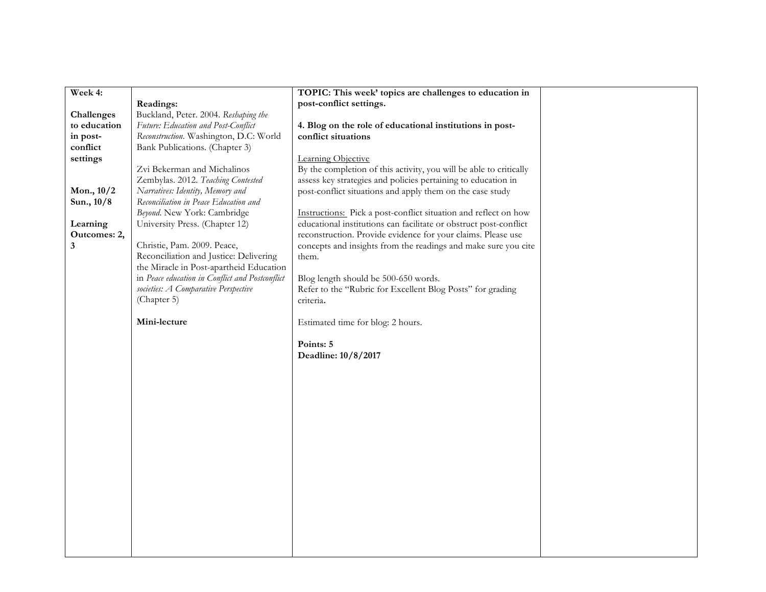| Week 4:<br><br>**Challenges to education in post-conflict settings**<br><br>**Mon., 10/2**<br>**Sun., 10/8**<br><br>**Learning Outcomes: 2, 3** | **Readings:**<br>Buckland, Peter. 2004. *Reshaping the Future: Education and Post-Conflict Reconstruction*. Washington, D.C: World Bank Publications. (Chapter 3)<br><br>Zvi Bekerman and Michalinos Zembylas. 2012. *Teaching Contested Narratives: Identity, Memory and Reconciliation in Peace Education and Beyond*. New York: Cambridge University Press. (Chapter 12)<br><br>Christie, Pam. 2009. Peace, Reconciliation and Justice: Delivering the Miracle in Post-apartheid Education in *Peace education in Conflict and Postconflict societies: A Comparative Perspective* (Chapter 5)<br><br>**Mini-lecture** | **TOPIC: This week' topics are challenges to education in post-conflict settings.**<br><br>**4. Blog on the role of educational institutions in post-conflict situations**<br><br><u>Learning Objective</u><br>By the completion of this activity, you will be able to critically assess key strategies and policies pertaining to education in post-conflict situations and apply them on the case study<br><br><u>Instructions:</u> Pick a post-conflict situation and reflect on how educational institutions can facilitate or obstruct post-conflict reconstruction. Provide evidence for your claims. Please use concepts and insights from the readings and make sure you cite them.<br><br>Blog length should be 500-650 words.<br>Refer to the "Rubric for Excellent Blog Posts" for grading criteria.<br><br>Estimated time for blog: 2 hours.<br><br>**Points: 5**<br>**Deadline: 10/8/2017** | |
|---|---|---|---|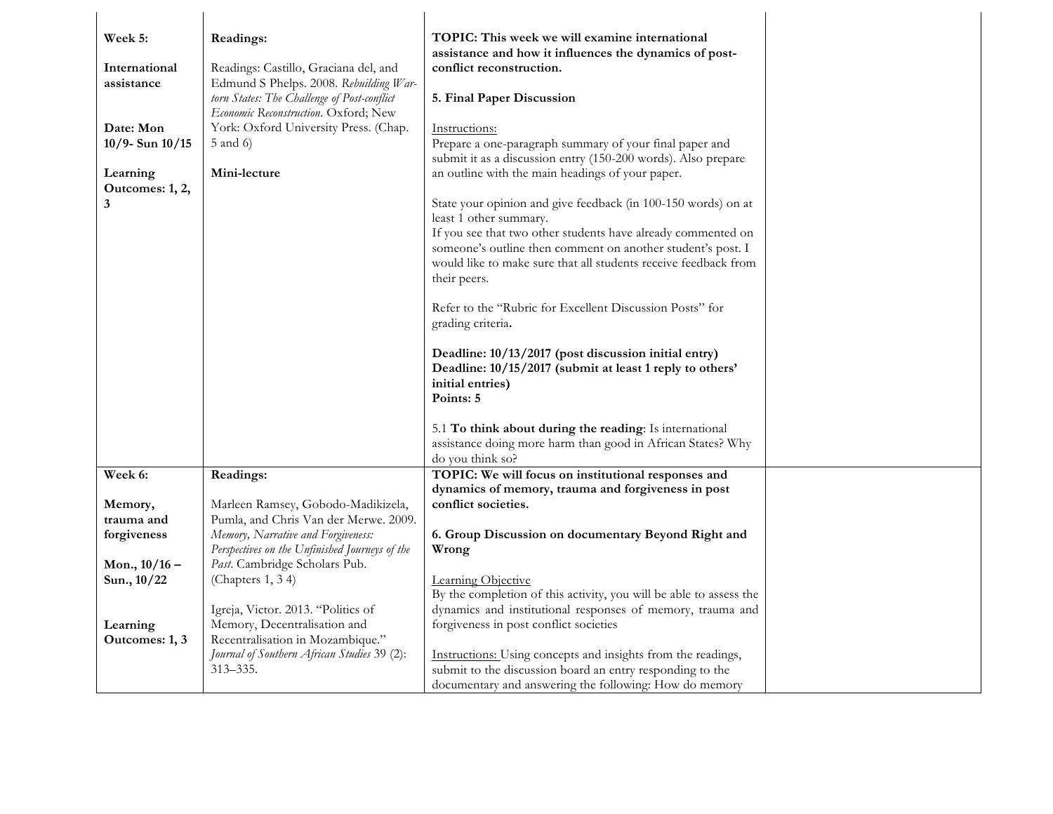| | | | |
|---|---|---|---|
| **Week 5:**<br><br>**International assistance**<br><br>**Date: Mon 10/9- Sun 10/15**<br><br>**Learning Outcomes: 1, 2, 3** | **Readings:**<br><br>Readings: Castillo, Graciana del, and Edmund S Phelps. 2008. *Rebuilding War-torn States: The Challenge of Post-conflict Economic Reconstruction*. Oxford; New York: Oxford University Press. (Chap. 5 and 6)<br><br>**Mini-lecture** | **TOPIC: This week we will examine international assistance and how it influences the dynamics of post-conflict reconstruction.**<br><br>**5. Final Paper Discussion**<br><br><u>Instructions:</u><br>Prepare a one-paragraph summary of your final paper and submit it as a discussion entry (150-200 words). Also prepare an outline with the main headings of your paper.<br><br>State your opinion and give feedback (in 100-150 words) on at least 1 other summary.<br>If you see that two other students have already commented on someone's outline then comment on another student's post. I would like to make sure that all students receive feedback from their peers.<br><br>Refer to the "Rubric for Excellent Discussion Posts" for grading criteria.<br><br>**Deadline: 10/13/2017 (post discussion initial entry)**<br>**Deadline: 10/15/2017 (submit at least 1 reply to others' initial entries)**<br>**Points: 5**<br><br>5.1 **To think about during the reading**: Is international assistance doing more harm than good in African States? Why do you think so? | |
| **Week 6:**<br><br>**Memory, trauma and forgiveness**<br><br>**Mon., 10/16 – Sun., 10/22**<br><br>**Learning Outcomes: 1, 3** | **Readings:**<br><br>Marleen Ramsey, Gobodo-Madikizela, Pumla, and Chris Van der Merwe. 2009. *Memory, Narrative and Forgiveness: Perspectives on the Unfinished Journeys of the Past*. Cambridge Scholars Pub. (Chapters 1, 3 4)<br><br>Igreja, Victor. 2013. "Politics of Memory, Decentralisation and Recentralisation in Mozambique." *Journal of Southern African Studies* 39 (2): 313–335. | **TOPIC: We will focus on institutional responses and dynamics of memory, trauma and forgiveness in post conflict societies.**<br><br>**6. Group Discussion on documentary Beyond Right and Wrong**<br><br><u>Learning Objective</u><br>By the completion of this activity, you will be able to assess the dynamics and institutional responses of memory, trauma and forgiveness in post conflict societies<br><br><u>Instructions:</u> Using concepts and insights from the readings, submit to the discussion board an entry responding to the documentary and answering the following: How do memory | |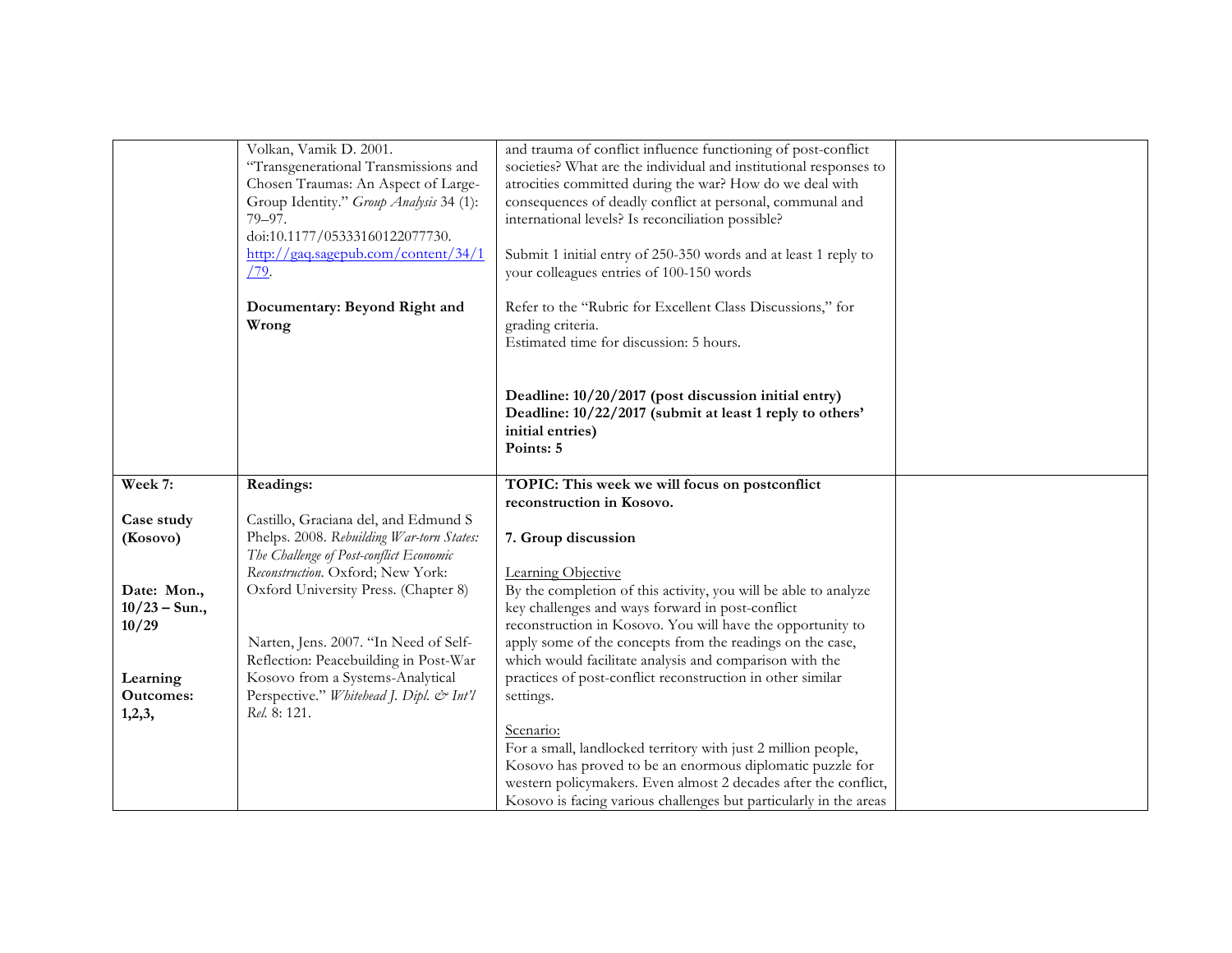| | | | |
|---|---|---|---|
| | Volkan, Vamik D. 2001. "Transgenerational Transmissions and Chosen Traumas: An Aspect of Large-Group Identity." *Group Analysis* 34 (1): 79–97. doi:10.1177/05333160122077730. http://gaq.sagepub.com/content/34/1/79.<br><br>**Documentary: Beyond Right and Wrong** | and trauma of conflict influence functioning of post-conflict societies? What are the individual and institutional responses to atrocities committed during the war? How do we deal with consequences of deadly conflict at personal, communal and international levels? Is reconciliation possible?<br><br>Submit 1 initial entry of 250-350 words and at least 1 reply to your colleagues entries of 100-150 words<br><br>Refer to the "Rubric for Excellent Class Discussions," for grading criteria.<br>Estimated time for discussion: 5 hours.<br><br>**Deadline: 10/20/2017 (post discussion initial entry)**<br>**Deadline: 10/22/2017 (submit at least 1 reply to others' initial entries)**<br>**Points: 5** | |
| **Week 7:**<br><br>**Case study (Kosovo)**<br><br>**Date: Mon., 10/23 – Sun., 10/29**<br><br>**Learning Outcomes: 1,2,3,** | **Readings:**<br><br>Castillo, Graciana del, and Edmund S Phelps. 2008. *Rebuilding War-torn States: The Challenge of Post-conflict Economic Reconstruction*. Oxford; New York: Oxford University Press. (Chapter 8)<br><br>Narten, Jens. 2007. "In Need of Self-Reflection: Peacebuilding in Post-War Kosovo from a Systems-Analytical Perspective." *Whitehead J. Dipl. & Int'l Rel.* 8: 121. | **TOPIC: This week we will focus on postconflict reconstruction in Kosovo.**<br><br>**7. Group discussion**<br><br>Learning Objective<br>By the completion of this activity, you will be able to analyze key challenges and ways forward in post-conflict reconstruction in Kosovo. You will have the opportunity to apply some of the concepts from the readings on the case, which would facilitate analysis and comparison with the practices of post-conflict reconstruction in other similar settings.<br><br>Scenario:<br>For a small, landlocked territory with just 2 million people, Kosovo has proved to be an enormous diplomatic puzzle for western policymakers. Even almost 2 decades after the conflict, Kosovo is facing various challenges but particularly in the areas | |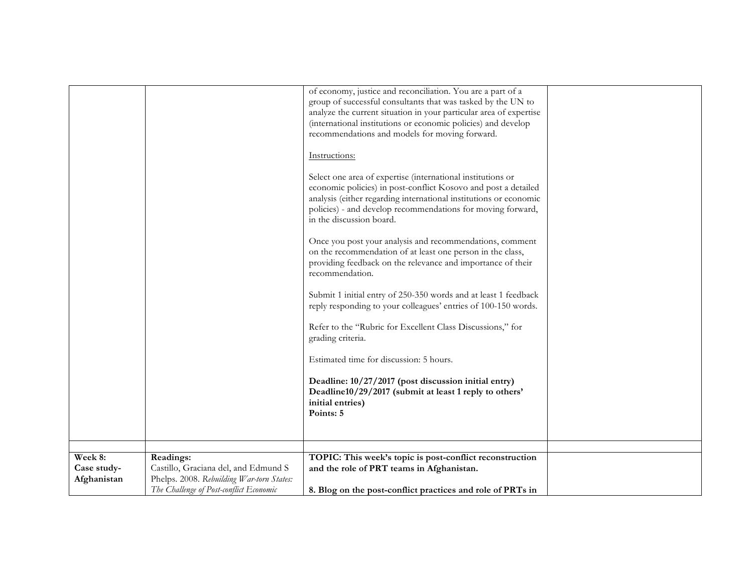| | | | |
|---|---|---|---|
| | | of economy, justice and reconciliation. You are a part of a group of successful consultants that was tasked by the UN to analyze the current situation in your particular area of expertise (international institutions or economic policies) and develop recommendations and models for moving forward.<br><br>Instructions:<br><br>Select one area of expertise (international institutions or economic policies) in post-conflict Kosovo and post a detailed analysis (either regarding international institutions or economic policies) - and develop recommendations for moving forward, in the discussion board.<br><br>Once you post your analysis and recommendations, comment on the recommendation of at least one person in the class, providing feedback on the relevance and importance of their recommendation.<br><br>Submit 1 initial entry of 250-350 words and at least 1 feedback reply responding to your colleagues' entries of 100-150 words.<br><br>Refer to the "Rubric for Excellent Class Discussions," for grading criteria.<br><br>Estimated time for discussion: 5 hours.<br><br>**Deadline: 10/27/2017 (post discussion initial entry)**<br>**Deadline10/29/2017 (submit at least 1 reply to others' initial entries)**<br>**Points: 5** | |
| | | | |
| **Week 8: Case study-Afghanistan** | **Readings:**<br>Castillo, Graciana del, and Edmund S Phelps. 2008. *Rebuilding War-torn States: The Challenge of Post-conflict Economic* | **TOPIC: This week's topic is post-conflict reconstruction and the role of PRT teams in Afghanistan.**<br><br>**8. Blog on the post-conflict practices and role of PRTs in** | |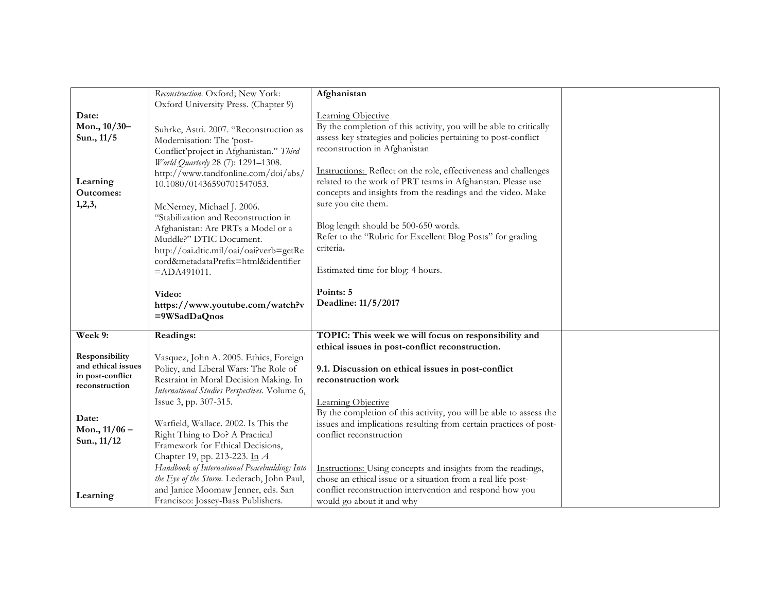| Date: Mon., 10/30– Sun., 11/5<br><br>**Learning Outcomes: 1,2,3,** | *Reconstruction*. Oxford; New York: Oxford University Press. (Chapter 9)<br><br>Suhrke, Astri. 2007. "Reconstruction as Modernisation: The 'post-Conflict'project in Afghanistan." *Third World Quarterly* 28 (7): 1291–1308. http://www.tandfonline.com/doi/abs/10.1080/01436590701547053.<br><br>McNerney, Michael J. 2006. "Stabilization and Reconstruction in Afghanistan: Are PRTs a Model or a Muddle?" DTIC Document. http://oai.dtic.mil/oai/oai?verb=getRecord&metadataPrefix=html&identifier=ADA491011.<br><br>**Video: https://www.youtube.com/watch?v=9WSadDaQnos** | **Afghanistan**<br><br>Learning Objective<br>By the completion of this activity, you will be able to critically assess key strategies and policies pertaining to post-conflict reconstruction in Afghanistan<br><br>Instructions: Reflect on the role, effectiveness and challenges related to the work of PRT teams in Afghanstan. Please use concepts and insights from the readings and the video. Make sure you cite them.<br><br>Blog length should be 500-650 words.<br>Refer to the "Rubric for Excellent Blog Posts" for grading criteria**.**<br><br>Estimated time for blog: 4 hours.<br><br>**Points: 5**<br>**Deadline: 11/5/2017** | |
|---|---|---|---|
| **Week 9:**<br><br>**Responsibility and ethical issues in post-conflict reconstruction**<br><br>**Date: Mon., 11/06 – Sun., 11/12**<br><br>**Learning** | **Readings:**<br><br>Vasquez, John A. 2005. Ethics, Foreign Policy, and Liberal Wars: The Role of Restraint in Moral Decision Making. In *International Studies Perspectives.* Volume 6, Issue 3, pp. 307-315.<br><br>Warfield, Wallace. 2002. Is This the Right Thing to Do? A Practical Framework for Ethical Decisions, Chapter 19, pp. 213-223. In *A Handbook of International Peacebuilding: Into the Eye of the Storm.* Lederach, John Paul, and Janice Moomaw Jenner, eds. San Francisco: Jossey-Bass Publishers. | **TOPIC: This week we will focus on responsibility and ethical issues in post-conflict reconstruction.**<br><br>**9.1. Discussion on ethical issues in post-conflict reconstruction work**<br><br>Learning Objective<br>By the completion of this activity, you will be able to assess the issues and implications resulting from certain practices of post-conflict reconstruction<br><br>Instructions: Using concepts and insights from the readings, chose an ethical issue or a situation from a real life post-conflict reconstruction intervention and respond how you would go about it and why | |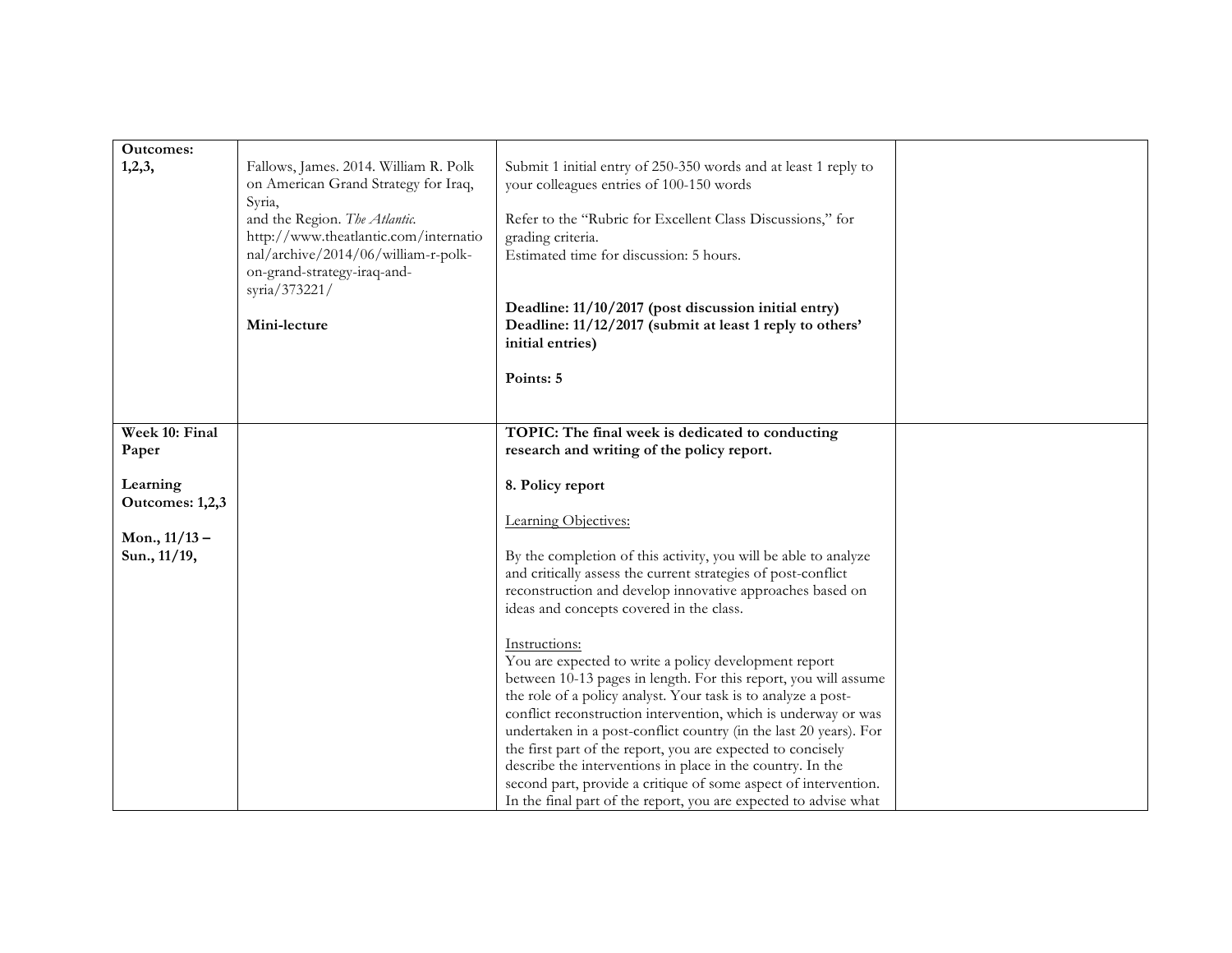| Outcomes: 1,2,3, | Fallows, James. 2014. William R. Polk on American Grand Strategy for Iraq, Syria, and the Region. *The Atlantic.* http://www.theatlantic.com/international/archive/2014/06/william-r-polk-on-grand-strategy-iraq-and-syria/373221/<br><br>**Mini-lecture** | Submit 1 initial entry of 250-350 words and at least 1 reply to your colleagues entries of 100-150 words<br><br>Refer to the "Rubric for Excellent Class Discussions," for grading criteria.<br>Estimated time for discussion: 5 hours.<br><br>**Deadline: 11/10/2017 (post discussion initial entry)**<br>**Deadline: 11/12/2017 (submit at least 1 reply to others' initial entries)**<br><br>**Points: 5** | |
|---|---|---|---|
| **Week 10: Final Paper**<br><br>**Learning Outcomes: 1,2,3**<br><br>**Mon., 11/13 – Sun., 11/19,** | | **TOPIC: The final week is dedicated to conducting research and writing of the policy report.**<br><br>**8. Policy report**<br><br>Learning Objectives:<br><br>By the completion of this activity, you will be able to analyze and critically assess the current strategies of post-conflict reconstruction and develop innovative approaches based on ideas and concepts covered in the class.<br><br>Instructions:<br>You are expected to write a policy development report between 10-13 pages in length. For this report, you will assume the role of a policy analyst. Your task is to analyze a post-conflict reconstruction intervention, which is underway or was undertaken in a post-conflict country (in the last 20 years). For the first part of the report, you are expected to concisely describe the interventions in place in the country. In the second part, provide a critique of some aspect of intervention. In the final part of the report, you are expected to advise what | |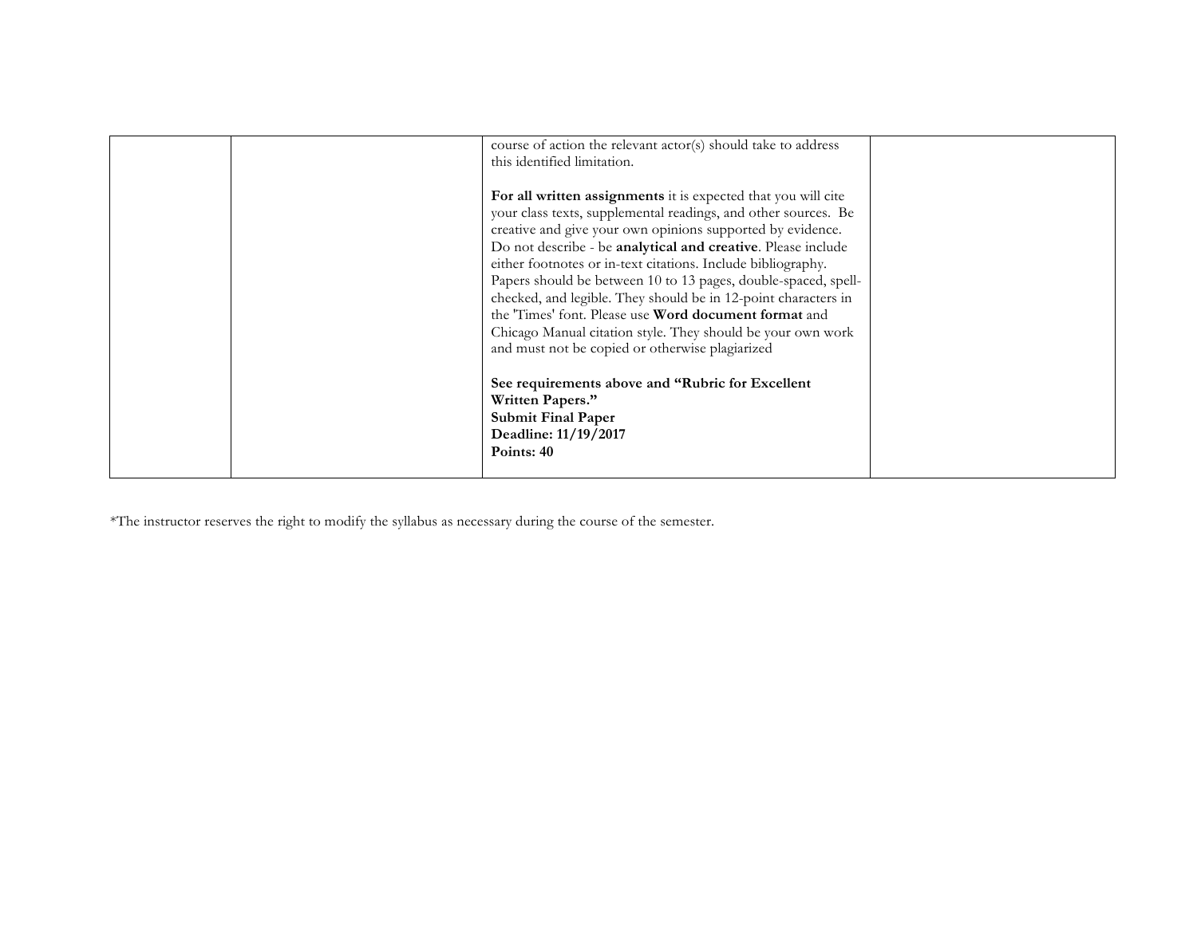| | | | |
|---|---|---|---|
| | | course of action the relevant actor(s) should take to address this identified limitation.<br><br>**For all written assignments** it is expected that you will cite your class texts, supplemental readings, and other sources. Be creative and give your own opinions supported by evidence. Do not describe - be **analytical and creative**. Please include either footnotes or in-text citations. Include bibliography. Papers should be between 10 to 13 pages, double-spaced, spell-checked, and legible. They should be in 12-point characters in the 'Times' font. Please use **Word document format** and Chicago Manual citation style. They should be your own work and must not be copied or otherwise plagiarized<br><br>**See requirements above and "Rubric for Excellent Written Papers."**<br>**Submit Final Paper**<br>**Deadline: 11/19/2017**<br>**Points: 40** | |

*The instructor reserves the right to modify the syllabus as necessary during the course of the semester.